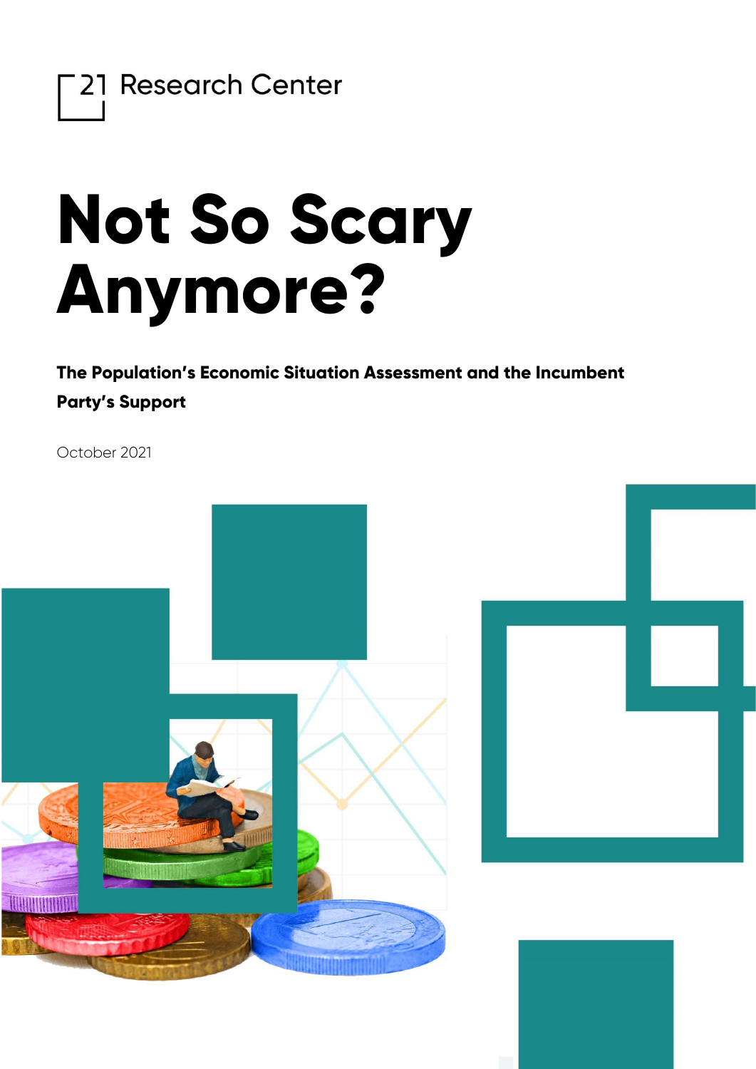21 Research Center

# Not So Scary Anymore?

**The Population's Economic Situation Assessment and the Incumbent Party's Support**

October 2021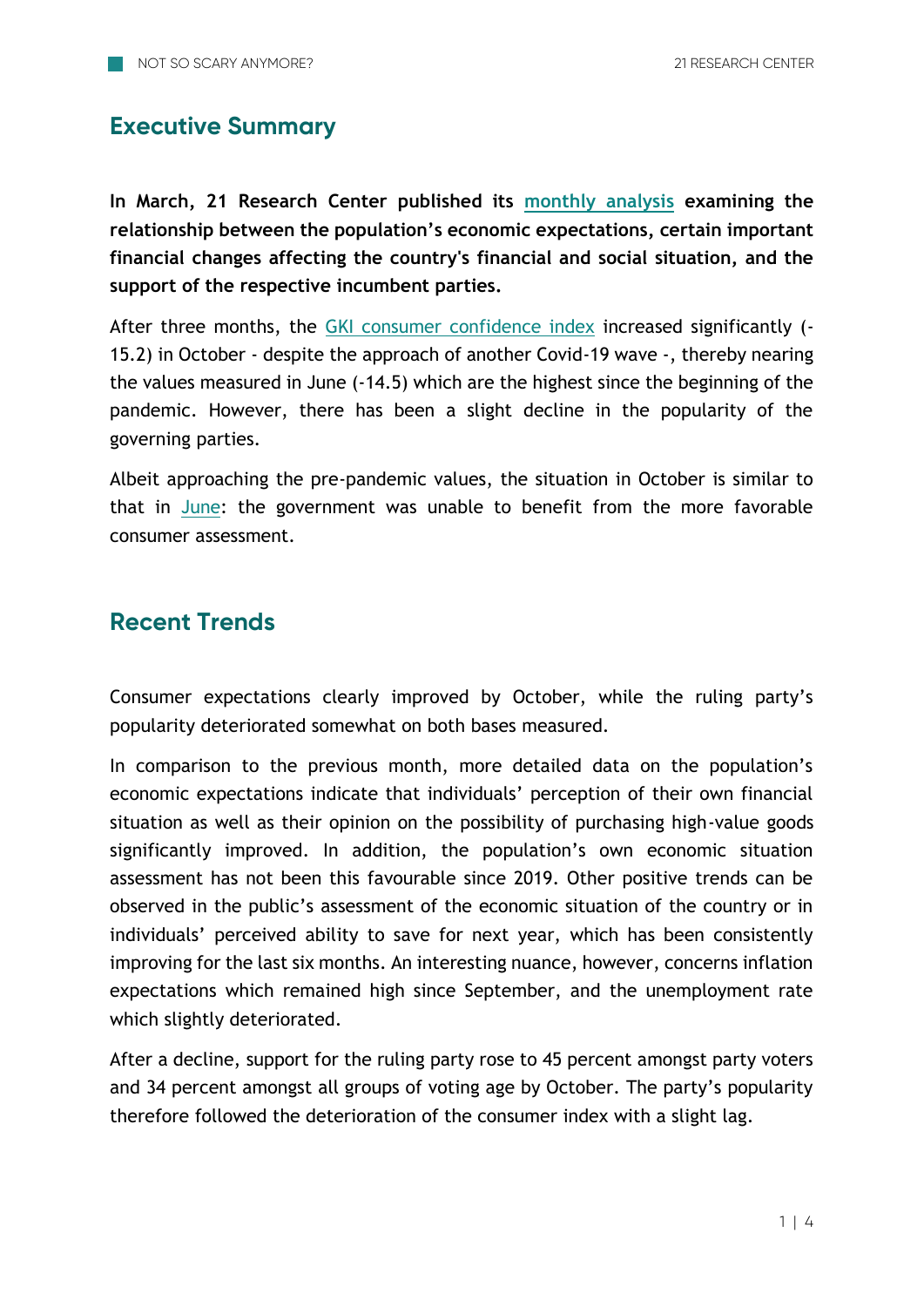## Executive Summary

**In March, 21 Research Center published its monthly analysis examining the relationship between the population's economic expectations, certain important financial changes affecting the country's financial and social situation, and the support of the respective incumbent parties.**

After three months, the GKI consumer confidence index increased significantly (-15.2) in October - despite the approach of another Covid-19 wave -, thereby nearing the values measured in June (-14.5) which are the highest since the beginning of the pandemic. However, there has been a slight decline in the popularity of the governing parties.

Albeit approaching the pre-pandemic values, the situation in October is similar to that in June: the government was unable to benefit from the more favorable consumer assessment.

## Recent Trends

Consumer expectations clearly improved by October, while the ruling party's popularity deteriorated somewhat on both bases measured.

In comparison to the previous month, more detailed data on the population's economic expectations indicate that individuals' perception of their own financial situation as well as their opinion on the possibility of purchasing high-value goods significantly improved. In addition, the population's own economic situation assessment has not been this favourable since 2019. Other positive trends can be observed in the public's assessment of the economic situation of the country or in individuals' perceived ability to save for next year, which has been consistently improving for the last six months. An interesting nuance, however, concerns inflation expectations which remained high since September, and the unemployment rate which slightly deteriorated.

After a decline, support for the ruling party rose to 45 percent amongst party voters and 34 percent amongst all groups of voting age by October. The party's popularity therefore followed the deterioration of the consumer index with a slight lag.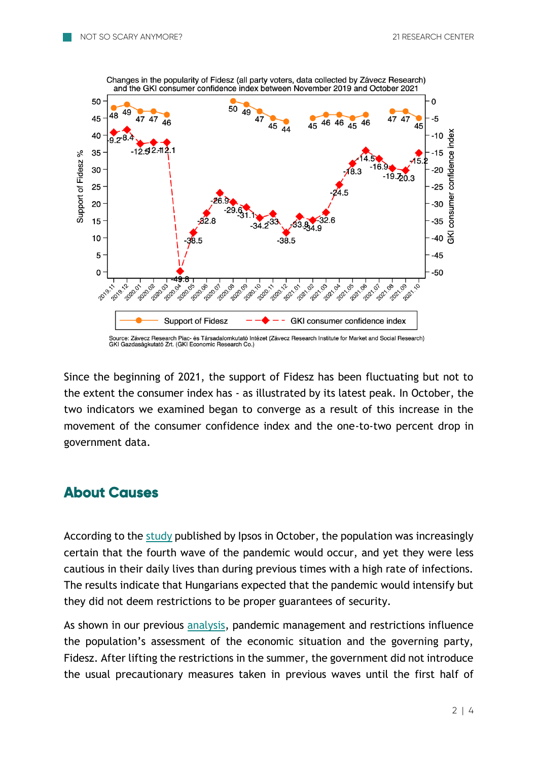Changes in the popularity of Fidesz (all party voters, data collected by Závecz Research) and the GKI consumer confidence index between November 2019 and October 2021

| Month | Support of Fidesz | GKI consumer confidence index |
|---|---|---|
| 2019.11 | 48 | -9.2 |
| 2019.12 | 49 | -8.4 |
| 2020.01 | 47 | -12.5 |
| 2020.02 | 47 | -12.1 |
| 2020.03 | 46 | -12.1 |
| 2020.04 | | -49.8 |
| 2020.05 | | -38.5 |
| 2020.06 | | -32.8 |
| 2020.07 | | -26.9 |
| 2020.08 | 50 | -29.6 |
| 2020.09 | 49 | -31.1 |
| 2020.10 | 47 | -34.2 |
| 2020.11 | 45 | -33 |
| 2020.12 | 44 | -38.5 |
| 2021.01 | 45 | -33.8 |
| 2021.02 | 46 | -34.9 |
| 2021.03 | 46 | -32.6 |
| 2021.04 | 45 | -24.5 |
| 2021.05 | 46 | -18.3 |
| 2021.06 | | -14.5 |
| 2021.07 | 47 | -16.9 |
| 2021.08 | 47 | -19.7 |
| 2021.09 | 45 | -20.3 |
| 2021.10 | | -15.2 |

Source: Závecz Research Piac- és Társadalomkutató Intézet (Závecz Research Institute for Market and Social Research)
GKI Gazdaságkutató Zrt. (GKI Economic Research Co.)

Since the beginning of 2021, the support of Fidesz has been fluctuating but not to the extent the consumer index has - as illustrated by its latest peak. In October, the two indicators we examined began to converge as a result of this increase in the movement of the consumer confidence index and the one-to-two percent drop in government data.

## About Causes

According to the study published by Ipsos in October, the population was increasingly certain that the fourth wave of the pandemic would occur, and yet they were less cautious in their daily lives than during previous times with a high rate of infections. The results indicate that Hungarians expected that the pandemic would intensify but they did not deem restrictions to be proper guarantees of security.

As shown in our previous analysis, pandemic management and restrictions influence the population's assessment of the economic situation and the governing party, Fidesz. After lifting the restrictions in the summer, the government did not introduce the usual precautionary measures taken in previous waves until the first half of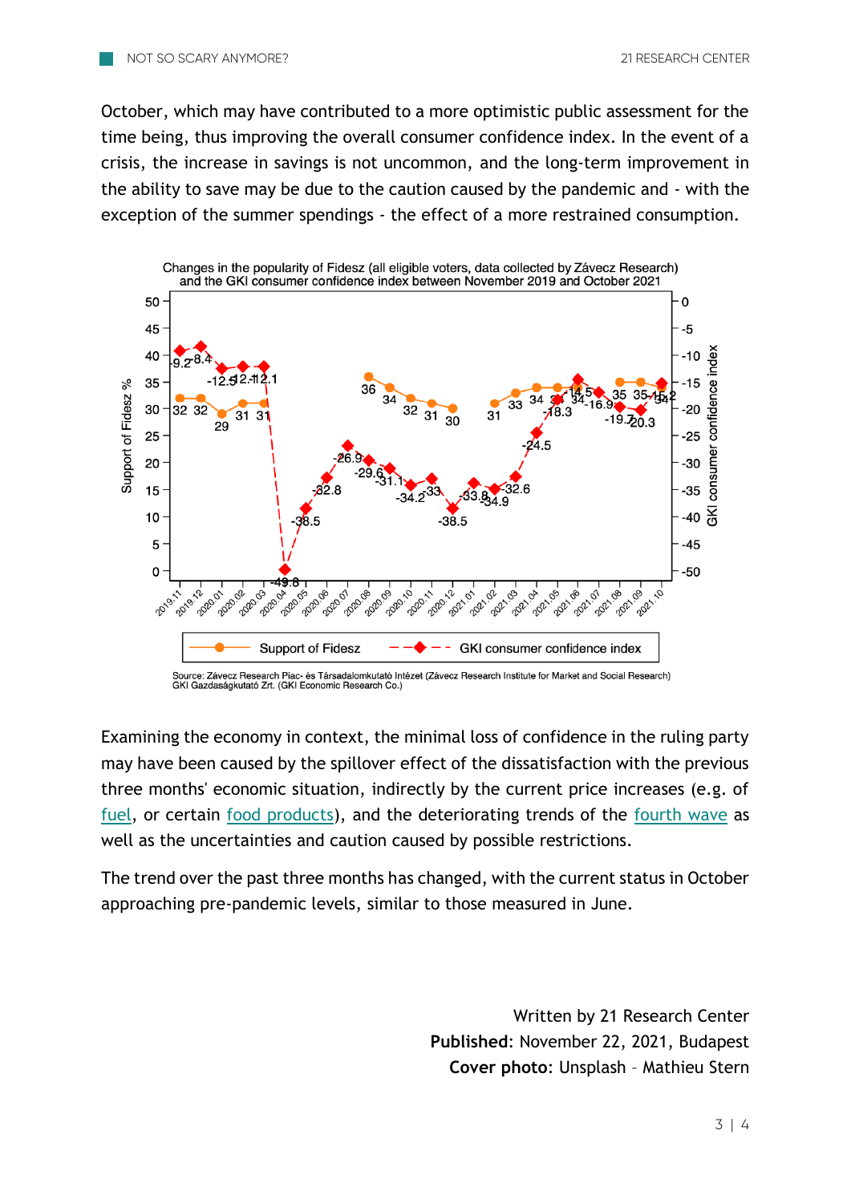October, which may have contributed to a more optimistic public assessment for the time being, thus improving the overall consumer confidence index. In the event of a crisis, the increase in savings is not uncommon, and the long-term improvement in the ability to save may be due to the caution caused by the pandemic and - with the exception of the summer spendings - the effect of a more restrained consumption.

Changes in the popularity of Fidesz (all eligible voters, data collected by Závecz Research) and the GKI consumer confidence index between November 2019 and October 2021

Support of Fidesz %

GKI consumer confidence index

2019.11, 2019.12, 2020.01, 2020.02, 2020.03, 2020.04, 2020.05, 2020.06, 2020.07, 2020.08, 2020.09, 2020.10, 2020.11, 2020.12, 2021.01, 2021.02, 2021.03, 2021.04, 2021.05, 2021.06, 2021.07, 2021.08, 2021.09, 2021.10

Support of Fidesz — GKI consumer confidence index

Source: Závecz Research Piac- és Társadalomkutató Intézet (Závecz Research Institute for Market and Social Research)
GKI Gazdaságkutató Zrt. (GKI Economic Research Co.)

Examining the economy in context, the minimal loss of confidence in the ruling party may have been caused by the spillover effect of the dissatisfaction with the previous three months' economic situation, indirectly by the current price increases (e.g. of fuel, or certain food products), and the deteriorating trends of the fourth wave as well as the uncertainties and caution caused by possible restrictions.

The trend over the past three months has changed, with the current status in October approaching pre-pandemic levels, similar to those measured in June.

Written by 21 Research Center
**Published**: November 22, 2021, Budapest
**Cover photo**: Unsplash – Mathieu Stern